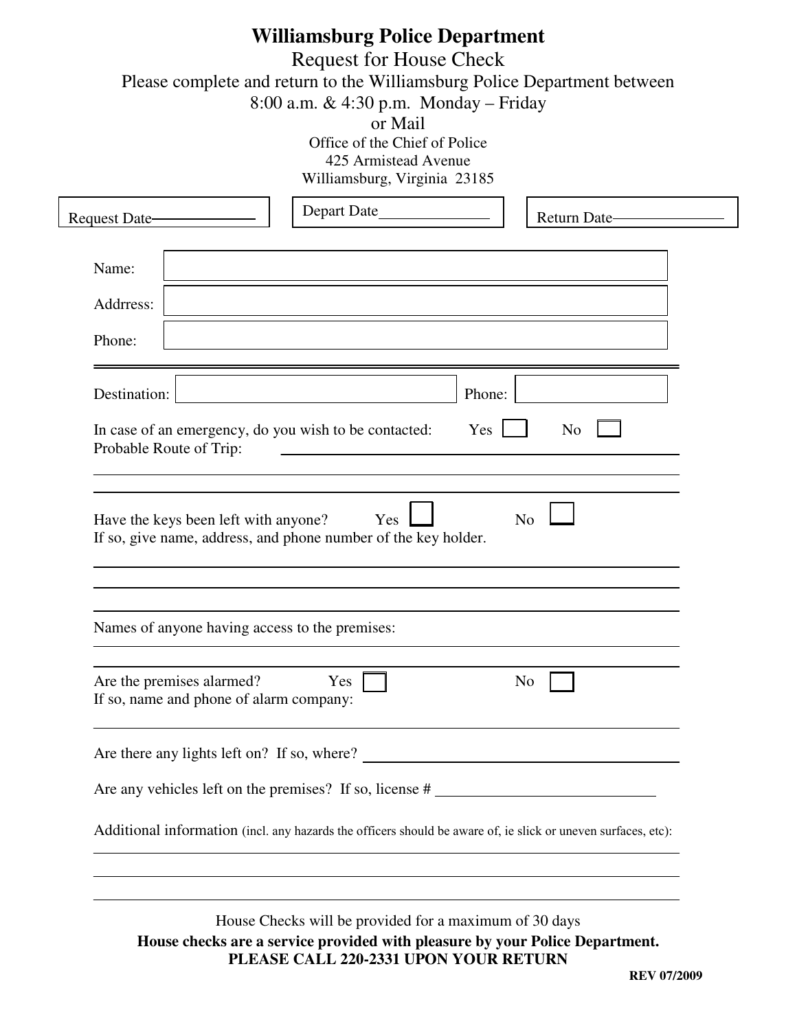# Williamsburg Police Department

## Request for House Check

Please complete and return to the Williamsburg Police Department between 8:00 a.m. & 4:30 p.m. Monday – Friday

or Mail

Office of the Chief of Police
425 Armistead Avenue
Williamsburg, Virginia 23185

| Request Date________ | Depart Date________ | Return Date________ |
|---|---|---|

Name: 

Addrress: 

Phone: 

---

Destination: ________ Phone: ________

In case of an emergency, do you wish to be contacted: Yes ☐ No ☐

Probable Route of Trip: ________________________________

---

Have the keys been left with anyone? Yes ☐ No ☐

If so, give name, address, and phone number of the key holder.

________________________________

________________________________

Names of anyone having access to the premises:

________________________________

Are the premises alarmed? Yes ☐ No ☐

If so, name and phone of alarm company:

________________________________

Are there any lights left on? If so, where? ________________________________

Are any vehicles left on the premises? If so, license # ________________________________

Additional information (incl. any hazards the officers should be aware of, ie slick or uneven surfaces, etc):

________________________________

________________________________

________________________________

House Checks will be provided for a maximum of 30 days

**House checks are a service provided with pleasure by your Police Department.**

**PLEASE CALL 220-2331 UPON YOUR RETURN**

**REV 07/2009**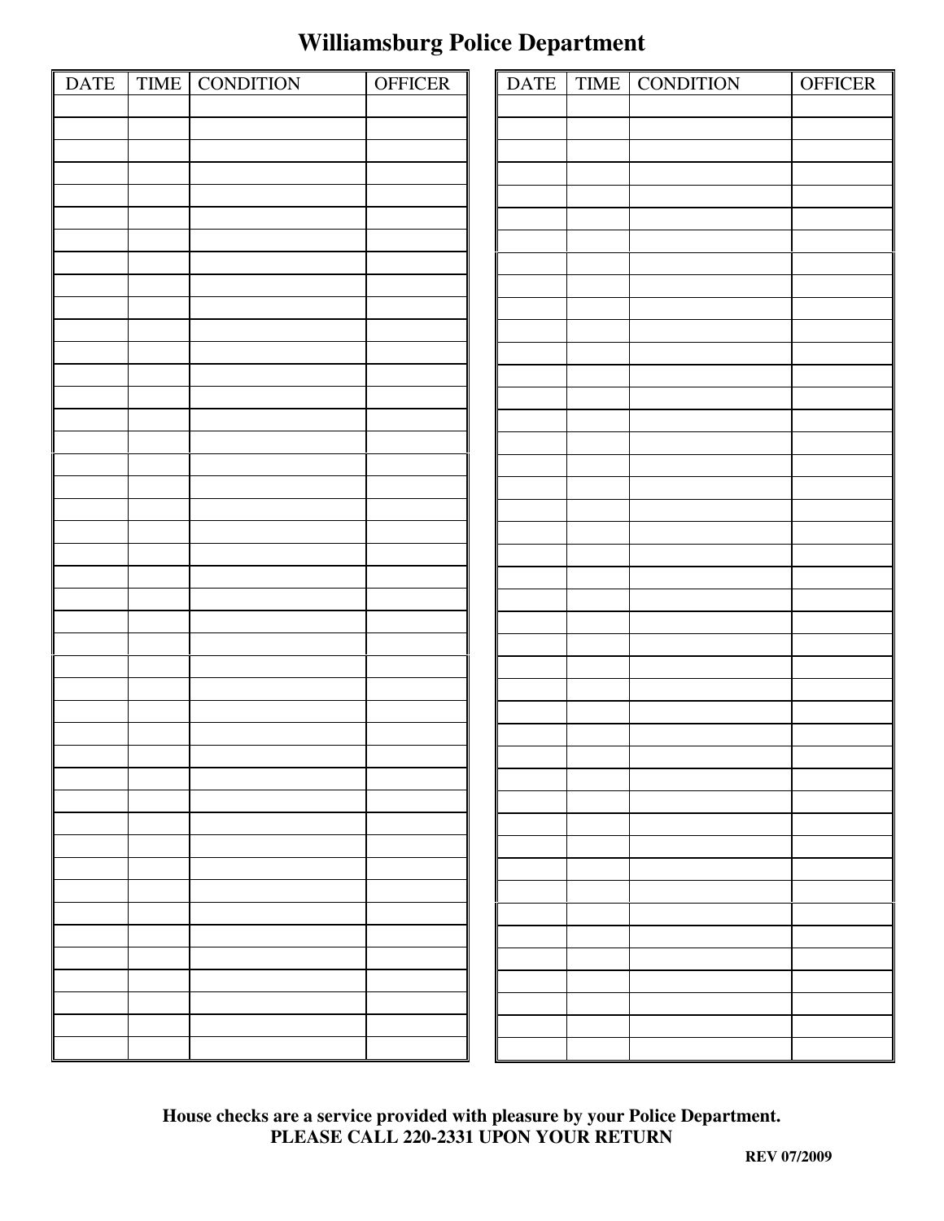# Williamsburg Police Department

| DATE | TIME | CONDITION | OFFICER |
|---|---|---|---|
| | | | |
| | | | |
| | | | |
| | | | |
| | | | |
| | | | |
| | | | |
| | | | |
| | | | |
| | | | |
| | | | |
| | | | |
| | | | |
| | | | |
| | | | |
| | | | |
| | | | |
| | | | |
| | | | |
| | | | |
| | | | |
| | | | |
| | | | |
| | | | |
| | | | |
| | | | |
| | | | |
| | | | |
| | | | |
| | | | |
| | | | |
| | | | |
| | | | |
| | | | |
| | | | |
| | | | |
| | | | |
| | | | |
| | | | |
| | | | |
| | | | |
| | | | |
| | | | |
| | | | |

| DATE | TIME | CONDITION | OFFICER |
|---|---|---|---|
| | | | |
| | | | |
| | | | |
| | | | |
| | | | |
| | | | |
| | | | |
| | | | |
| | | | |
| | | | |
| | | | |
| | | | |
| | | | |
| | | | |
| | | | |
| | | | |
| | | | |
| | | | |
| | | | |
| | | | |
| | | | |
| | | | |
| | | | |
| | | | |
| | | | |
| | | | |
| | | | |
| | | | |
| | | | |
| | | | |
| | | | |
| | | | |
| | | | |
| | | | |
| | | | |
| | | | |
| | | | |
| | | | |
| | | | |
| | | | |
| | | | |
| | | | |
| | | | |
| | | | |

**House checks are a service provided with pleasure by your Police Department.**
**PLEASE CALL 220-2331 UPON YOUR RETURN**

**REV 07/2009**